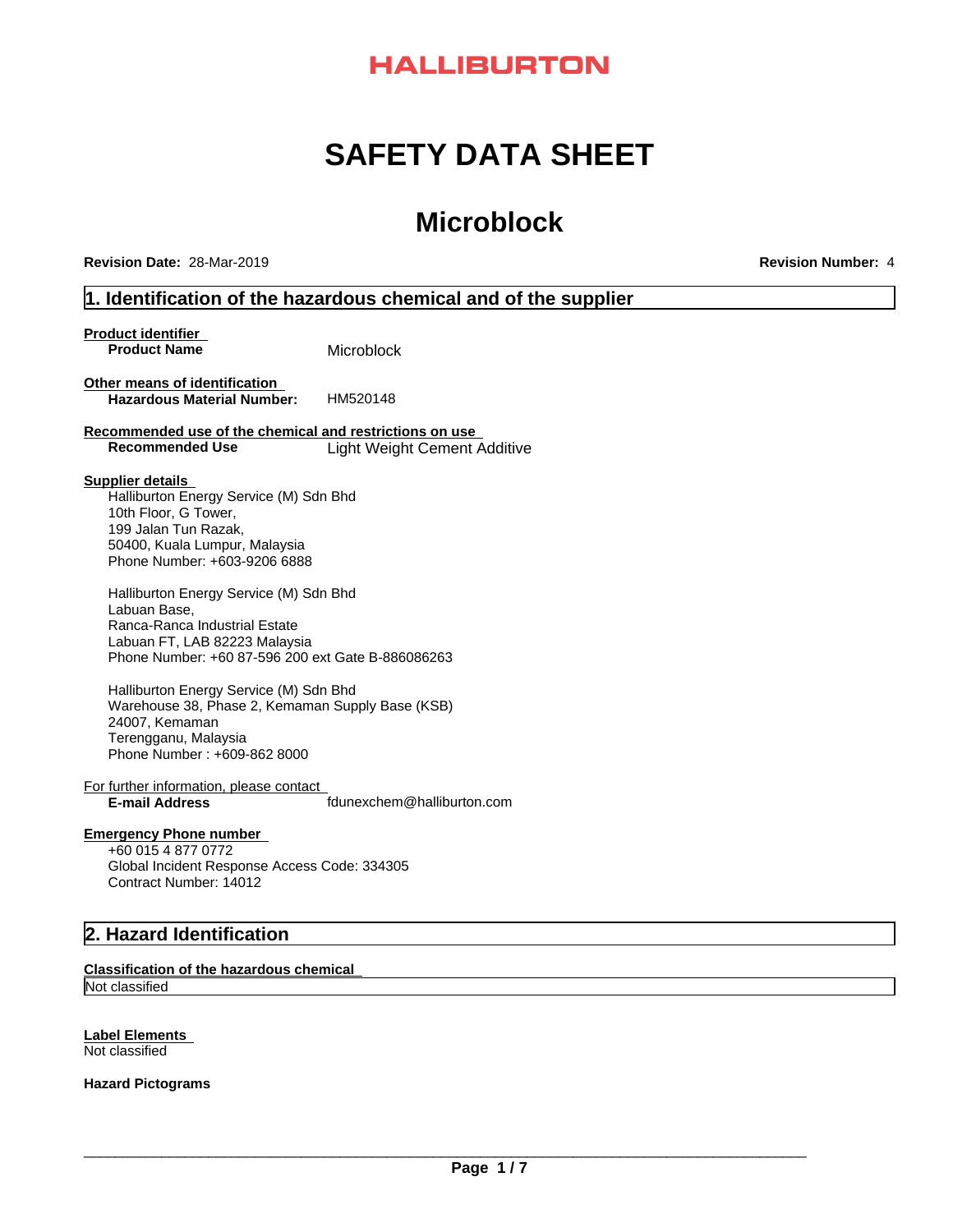HALLIBURTON

# SAFETY DATA SHEET

# Microblock

**Revision Date:** 28-Mar-2019 **Revision Number:** 4

## 1. Identification of the hazardous chemical and of the supplier

**Product identifier**

**Product Name** Microblock

**Other means of identification**

**Hazardous Material Number:** HM520148

**Recommended use of the chemical and restrictions on use**

**Recommended Use** Light Weight Cement Additive

**Supplier details**

Halliburton Energy Service (M) Sdn Bhd
10th Floor, G Tower,
199 Jalan Tun Razak,
50400, Kuala Lumpur, Malaysia
Phone Number: +603-9206 6888

Halliburton Energy Service (M) Sdn Bhd
Labuan Base,
Ranca-Ranca Industrial Estate
Labuan FT, LAB 82223 Malaysia
Phone Number: +60 87-596 200 ext Gate B-886086263

Halliburton Energy Service (M) Sdn Bhd
Warehouse 38, Phase 2, Kemaman Supply Base (KSB)
24007, Kemaman
Terengganu, Malaysia
Phone Number : +609-862 8000

For further information, please contact

**E-mail Address** fdunexchem@halliburton.com

**Emergency Phone number**

+60 015 4 877 0772
Global Incident Response Access Code: 334305
Contract Number: 14012

## 2. Hazard Identification

**Classification of the hazardous chemical**

Not classified

**Label Elements**

Not classified

**Hazard Pictograms**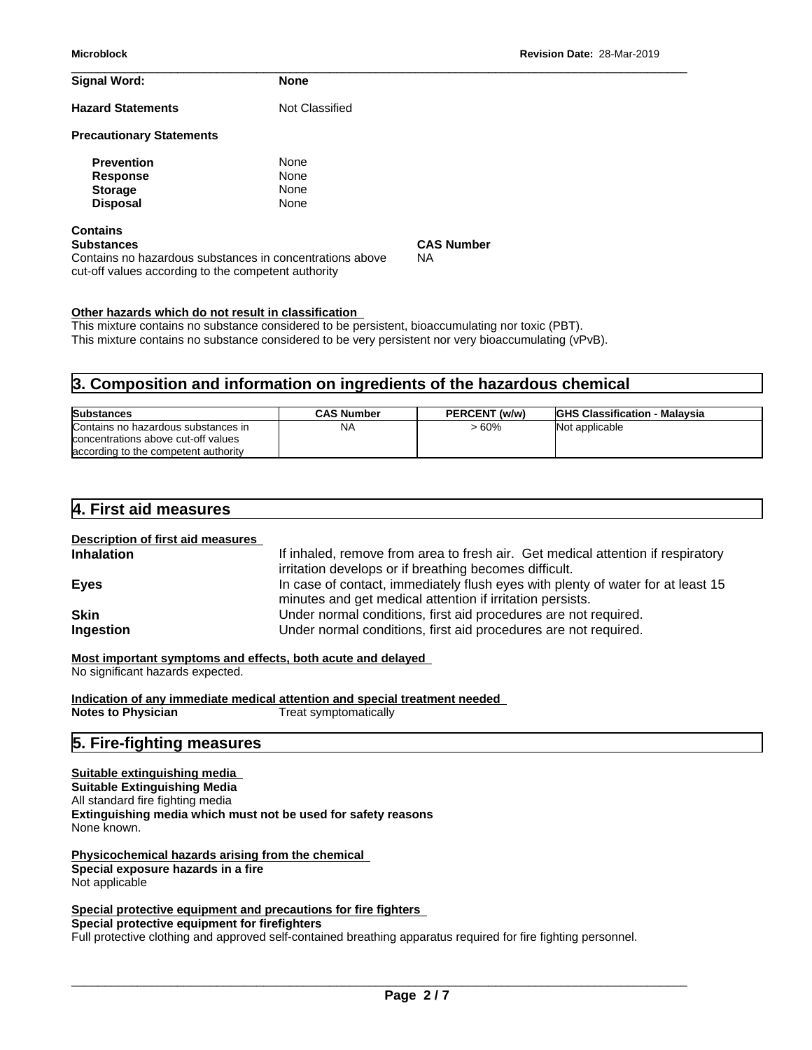**Signal Word:** **None**

**Hazard Statements** Not Classified

**Precautionary Statements**

**Prevention** None
**Response** None
**Storage** None
**Disposal** None

**Contains**

| Substances | CAS Number |
| --- | --- |
| Contains no hazardous substances in concentrations above cut-off values according to the competent authority | NA |

**Other hazards which do not result in classification**

This mixture contains no substance considered to be persistent, bioaccumulating nor toxic (PBT).
This mixture contains no substance considered to be very persistent nor very bioaccumulating (vPvB).

## 3. Composition and information on ingredients of the hazardous chemical

| Substances | CAS Number | PERCENT (w/w) | GHS Classification - Malaysia |
| --- | --- | --- | --- |
| Contains no hazardous substances in concentrations above cut-off values according to the competent authority | NA | > 60% | Not applicable |

## 4. First aid measures

**Description of first aid measures**

**Inhalation** If inhaled, remove from area to fresh air. Get medical attention if respiratory irritation develops or if breathing becomes difficult.

**Eyes** In case of contact, immediately flush eyes with plenty of water for at least 15 minutes and get medical attention if irritation persists.

**Skin** Under normal conditions, first aid procedures are not required.

**Ingestion** Under normal conditions, first aid procedures are not required.

**Most important symptoms and effects, both acute and delayed**

No significant hazards expected.

**Indication of any immediate medical attention and special treatment needed**

**Notes to Physician** Treat symptomatically

## 5. Fire-fighting measures

**Suitable extinguishing media**

**Suitable Extinguishing Media**

All standard fire fighting media

**Extinguishing media which must not be used for safety reasons**

None known.

**Physicochemical hazards arising from the chemical**

**Special exposure hazards in a fire**

Not applicable

**Special protective equipment and precautions for fire fighters**

**Special protective equipment for firefighters**

Full protective clothing and approved self-contained breathing apparatus required for fire fighting personnel.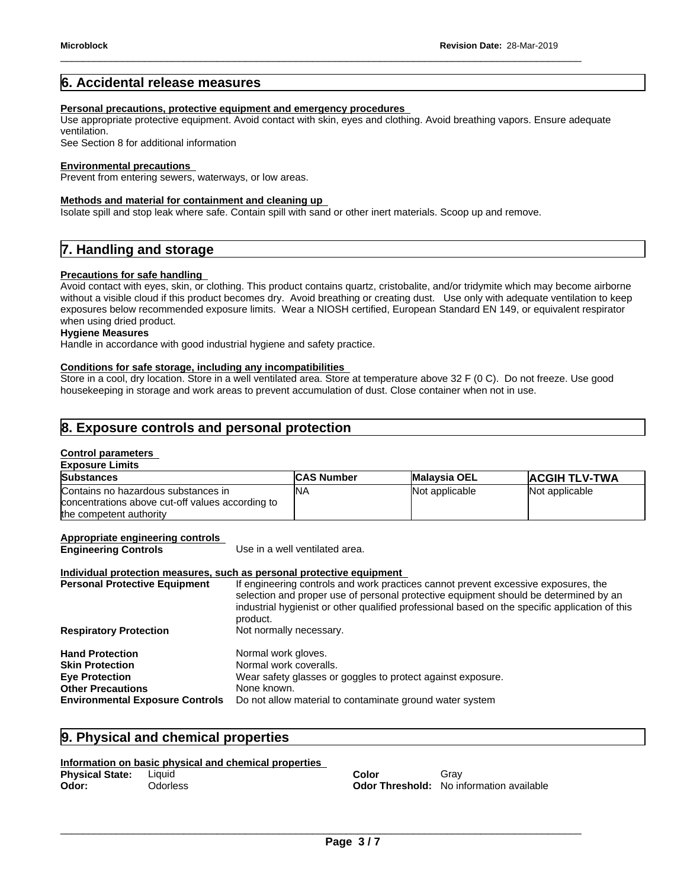## 6. Accidental release measures

**Personal precautions, protective equipment and emergency procedures**

Use appropriate protective equipment. Avoid contact with skin, eyes and clothing. Avoid breathing vapors. Ensure adequate ventilation.
See Section 8 for additional information

**Environmental precautions**

Prevent from entering sewers, waterways, or low areas.

**Methods and material for containment and cleaning up**

Isolate spill and stop leak where safe. Contain spill with sand or other inert materials. Scoop up and remove.

## 7. Handling and storage

**Precautions for safe handling**

Avoid contact with eyes, skin, or clothing. This product contains quartz, cristobalite, and/or tridymite which may become airborne without a visible cloud if this product becomes dry. Avoid breathing or creating dust. Use only with adequate ventilation to keep exposures below recommended exposure limits. Wear a NIOSH certified, European Standard EN 149, or equivalent respirator when using dried product.

**Hygiene Measures**

Handle in accordance with good industrial hygiene and safety practice.

**Conditions for safe storage, including any incompatibilities**

Store in a cool, dry location. Store in a well ventilated area. Store at temperature above 32 F (0 C). Do not freeze. Use good housekeeping in storage and work areas to prevent accumulation of dust. Close container when not in use.

## 8. Exposure controls and personal protection

**Control parameters**

**Exposure Limits**

| Substances | CAS Number | Malaysia OEL | ACGIH TLV-TWA |
|---|---|---|---|
| Contains no hazardous substances in concentrations above cut-off values according to the competent authority | NA | Not applicable | Not applicable |

**Appropriate engineering controls**

**Engineering Controls** Use in a well ventilated area.

**Individual protection measures, such as personal protective equipment**

**Personal Protective Equipment** If engineering controls and work practices cannot prevent excessive exposures, the selection and proper use of personal protective equipment should be determined by an industrial hygienist or other qualified professional based on the specific application of this product.

**Respiratory Protection** Not normally necessary.

**Hand Protection** Normal work gloves.
**Skin Protection** Normal work coveralls.
**Eye Protection** Wear safety glasses or goggles to protect against exposure.
**Other Precautions** None known.
**Environmental Exposure Controls** Do not allow material to contaminate ground water system

## 9. Physical and chemical properties

**Information on basic physical and chemical properties**

**Physical State:** Liquid
**Odor:** Odorless
**Color** Gray
**Odor Threshold:** No information available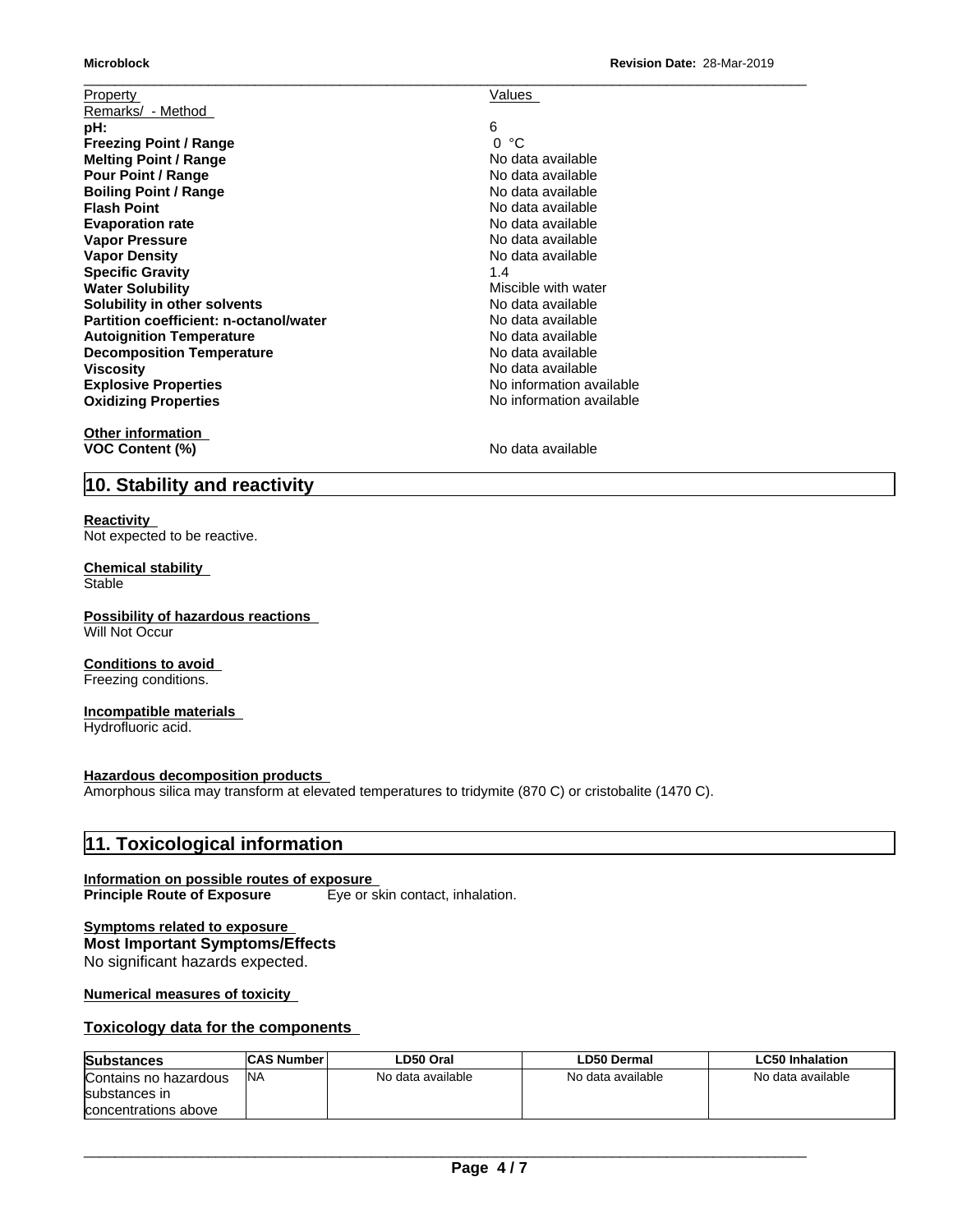| Property | Values |
|---|---|
| Remarks/ - Method | |
| **pH:** | 6 |
| **Freezing Point / Range** | 0 °C |
| **Melting Point / Range** | No data available |
| **Pour Point / Range** | No data available |
| **Boiling Point / Range** | No data available |
| **Flash Point** | No data available |
| **Evaporation rate** | No data available |
| **Vapor Pressure** | No data available |
| **Vapor Density** | No data available |
| **Specific Gravity** | 1.4 |
| **Water Solubility** | Miscible with water |
| **Solubility in other solvents** | No data available |
| **Partition coefficient: n-octanol/water** | No data available |
| **Autoignition Temperature** | No data available |
| **Decomposition Temperature** | No data available |
| **Viscosity** | No data available |
| **Explosive Properties** | No information available |
| **Oxidizing Properties** | No information available |

**Other information**

| | |
|---|---|
| **VOC Content (%)** | No data available |

## 10. Stability and reactivity

**Reactivity**
Not expected to be reactive.

**Chemical stability**
Stable

**Possibility of hazardous reactions**
Will Not Occur

**Conditions to avoid**
Freezing conditions.

**Incompatible materials**
Hydrofluoric acid.

**Hazardous decomposition products**
Amorphous silica may transform at elevated temperatures to tridymite (870 C) or cristobalite (1470 C).

## 11. Toxicological information

**Information on possible routes of exposure**
**Principle Route of Exposure** Eye or skin contact, inhalation.

**Symptoms related to exposure**
**Most Important Symptoms/Effects**
No significant hazards expected.

**Numerical measures of toxicity**

**Toxicology data for the components**

| Substances | CAS Number | LD50 Oral | LD50 Dermal | LC50 Inhalation |
|---|---|---|---|---|
| Contains no hazardous substances in concentrations above | NA | No data available | No data available | No data available |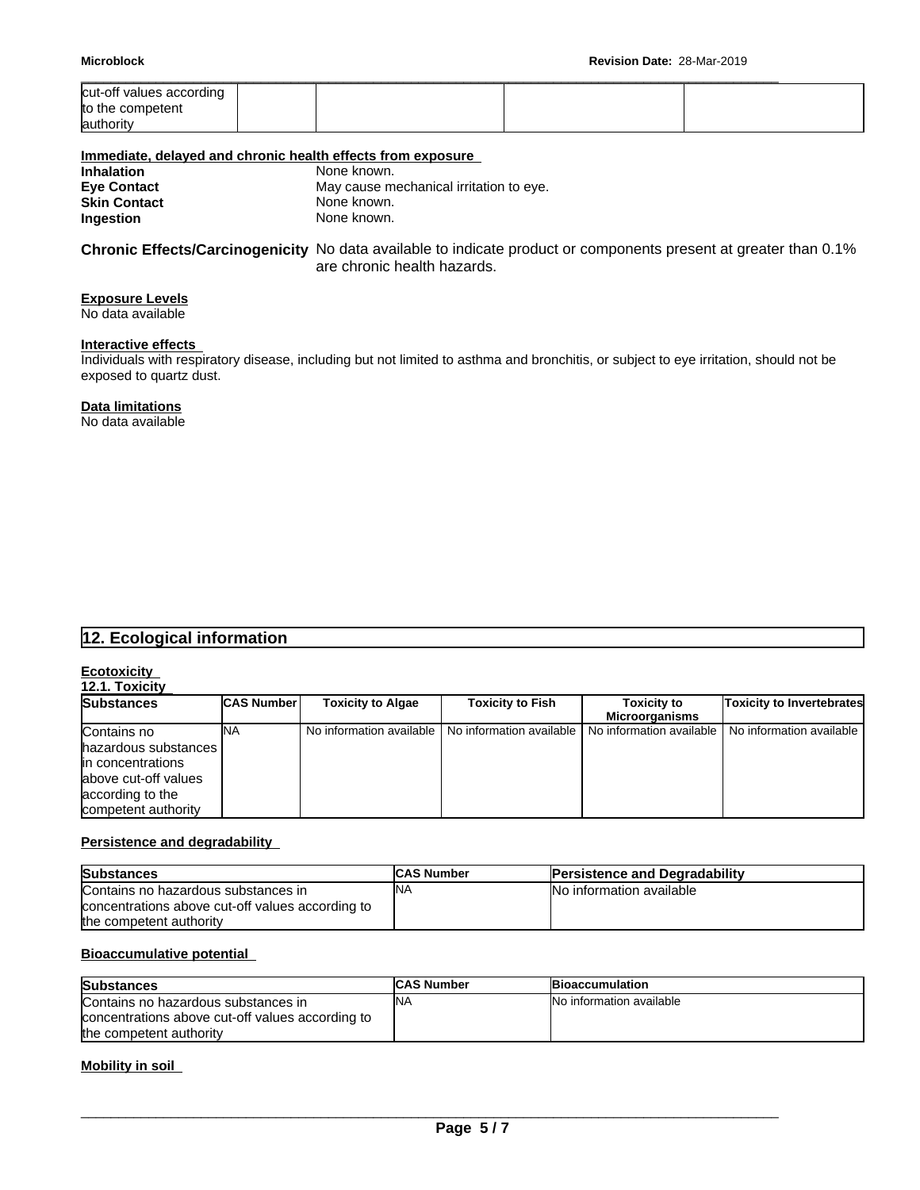| cut-off values according to the competent authority | | | | |
|---|---|---|---|---|

**Immediate, delayed and chronic health effects from exposure**

**Inhalation** None known.
**Eye Contact** May cause mechanical irritation to eye.
**Skin Contact** None known.
**Ingestion** None known.

**Chronic Effects/Carcinogenicity** No data available to indicate product or components present at greater than 0.1% are chronic health hazards.

**Exposure Levels**
No data available

**Interactive effects**
Individuals with respiratory disease, including but not limited to asthma and bronchitis, or subject to eye irritation, should not be exposed to quartz dust.

**Data limitations**
No data available

## 12. Ecological information

**Ecotoxicity**

**12.1. Toxicity**

| Substances | CAS Number | Toxicity to Algae | Toxicity to Fish | Toxicity to Microorganisms | Toxicity to Invertebrates |
|---|---|---|---|---|---|
| Contains no hazardous substances in concentrations above cut-off values according to the competent authority | NA | No information available | No information available | No information available | No information available |

**Persistence and degradability**

| Substances | CAS Number | Persistence and Degradability |
|---|---|---|
| Contains no hazardous substances in concentrations above cut-off values according to the competent authority | NA | No information available |

**Bioaccumulative potential**

| Substances | CAS Number | Bioaccumulation |
|---|---|---|
| Contains no hazardous substances in concentrations above cut-off values according to the competent authority | NA | No information available |

**Mobility in soil**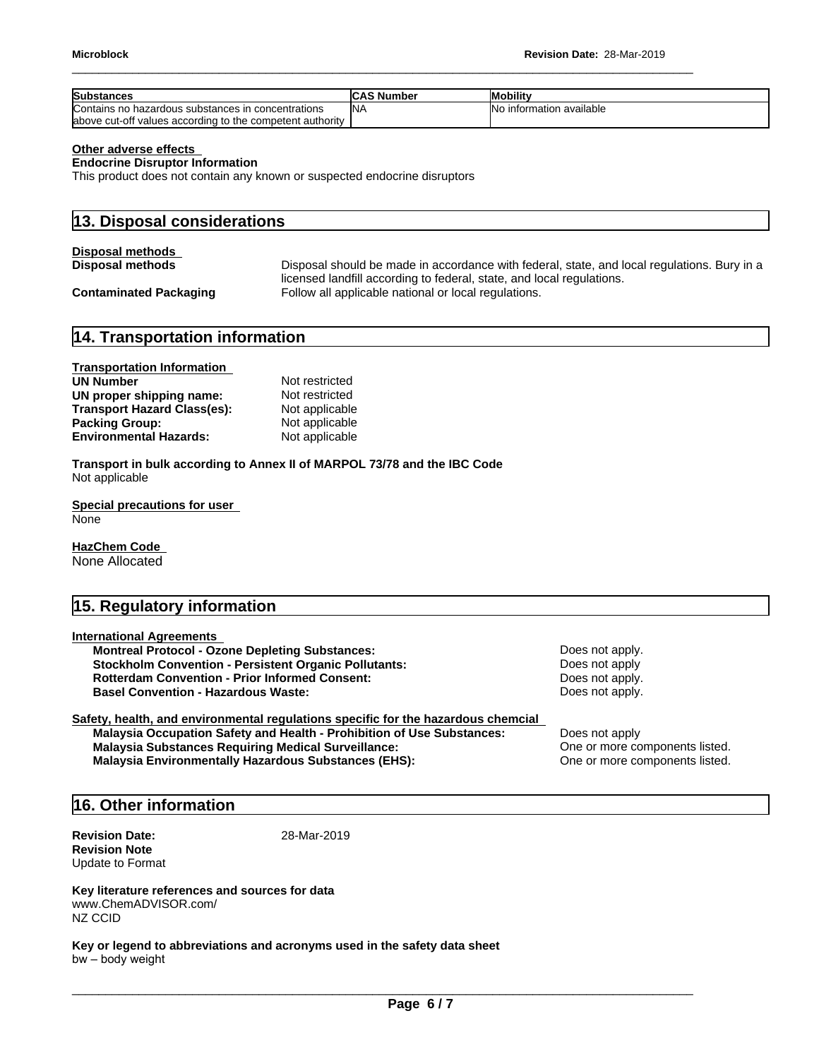| Substances | CAS Number | Mobility |
| --- | --- | --- |
| Contains no hazardous substances in concentrations above cut-off values according to the competent authority | NA | No information available |

**Other adverse effects**

**Endocrine Disruptor Information**

This product does not contain any known or suspected endocrine disruptors

## 13. Disposal considerations

**Disposal methods**

**Disposal methods** Disposal should be made in accordance with federal, state, and local regulations. Bury in a licensed landfill according to federal, state, and local regulations.

**Contaminated Packaging** Follow all applicable national or local regulations.

## 14. Transportation information

**Transportation Information**

**UN Number** Not restricted
**UN proper shipping name:** Not restricted
**Transport Hazard Class(es):** Not applicable
**Packing Group:** Not applicable
**Environmental Hazards:** Not applicable

**Transport in bulk according to Annex II of MARPOL 73/78 and the IBC Code**
Not applicable

**Special precautions for user**
None

**HazChem Code**
None Allocated

## 15. Regulatory information

**International Agreements**

**Montreal Protocol - Ozone Depleting Substances:** Does not apply.
**Stockholm Convention - Persistent Organic Pollutants:** Does not apply
**Rotterdam Convention - Prior Informed Consent:** Does not apply.
**Basel Convention - Hazardous Waste:** Does not apply.

**Safety, health, and environmental regulations specific for the hazardous chemcial**

**Malaysia Occupation Safety and Health - Prohibition of Use Substances:** Does not apply
**Malaysia Substances Requiring Medical Surveillance:** One or more components listed.
**Malaysia Environmentally Hazardous Substances (EHS):** One or more components listed.

## 16. Other information

**Revision Date:** 28-Mar-2019
**Revision Note**
Update to Format

**Key literature references and sources for data**
www.ChemADVISOR.com/
NZ CCID

**Key or legend to abbreviations and acronyms used in the safety data sheet**
bw – body weight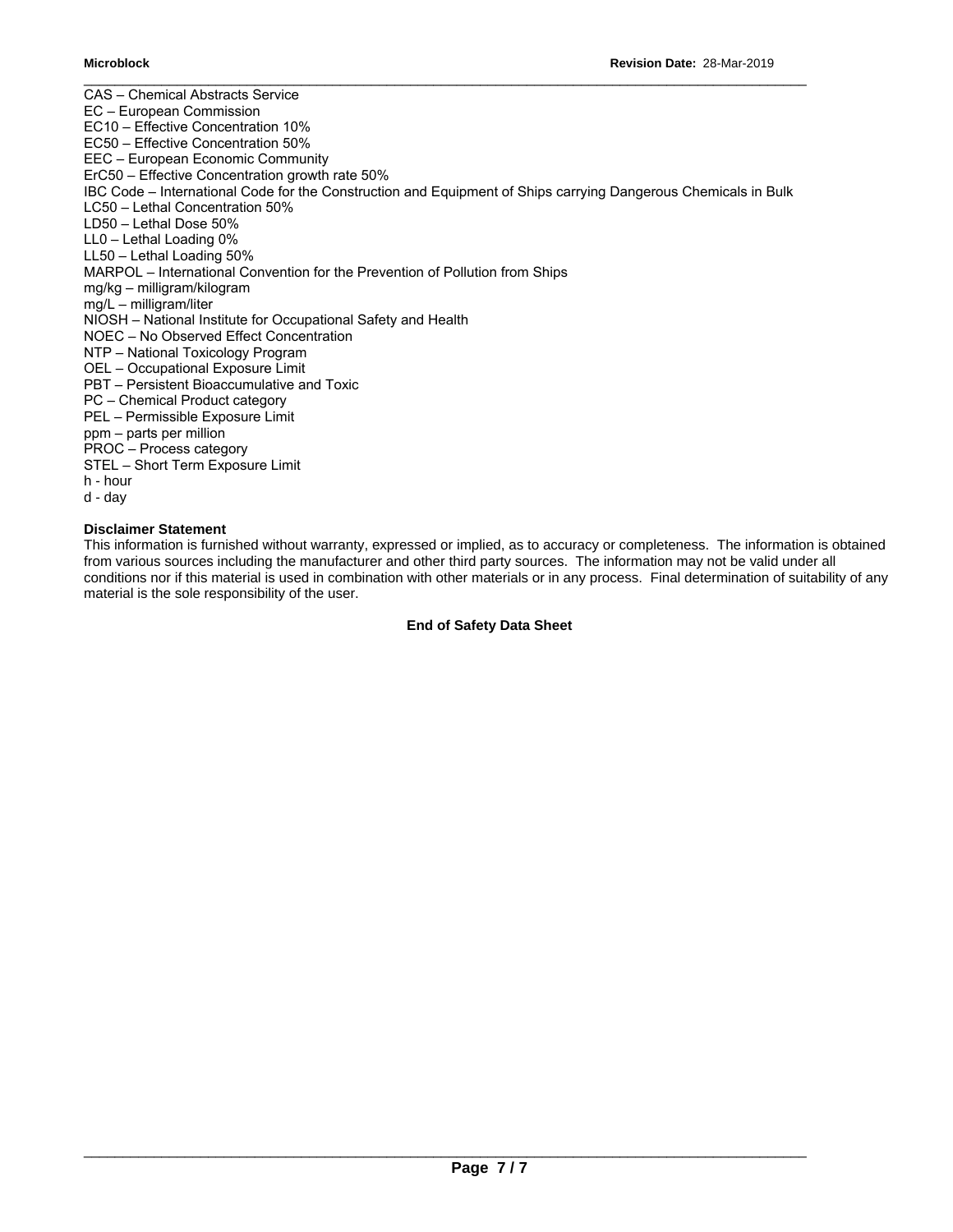CAS – Chemical Abstracts Service
EC – European Commission
EC10 – Effective Concentration 10%
EC50 – Effective Concentration 50%
EEC – European Economic Community
ErC50 – Effective Concentration growth rate 50%
IBC Code – International Code for the Construction and Equipment of Ships carrying Dangerous Chemicals in Bulk
LC50 – Lethal Concentration 50%
LD50 – Lethal Dose 50%
LL0 – Lethal Loading 0%
LL50 – Lethal Loading 50%
MARPOL – International Convention for the Prevention of Pollution from Ships
mg/kg – milligram/kilogram
mg/L – milligram/liter
NIOSH – National Institute for Occupational Safety and Health
NOEC – No Observed Effect Concentration
NTP – National Toxicology Program
OEL – Occupational Exposure Limit
PBT – Persistent Bioaccumulative and Toxic
PC – Chemical Product category
PEL – Permissible Exposure Limit
ppm – parts per million
PROC – Process category
STEL – Short Term Exposure Limit
h - hour
d - day

**Disclaimer Statement**

This information is furnished without warranty, expressed or implied, as to accuracy or completeness. The information is obtained from various sources including the manufacturer and other third party sources. The information may not be valid under all conditions nor if this material is used in combination with other materials or in any process. Final determination of suitability of any material is the sole responsibility of the user.

**End of Safety Data Sheet**